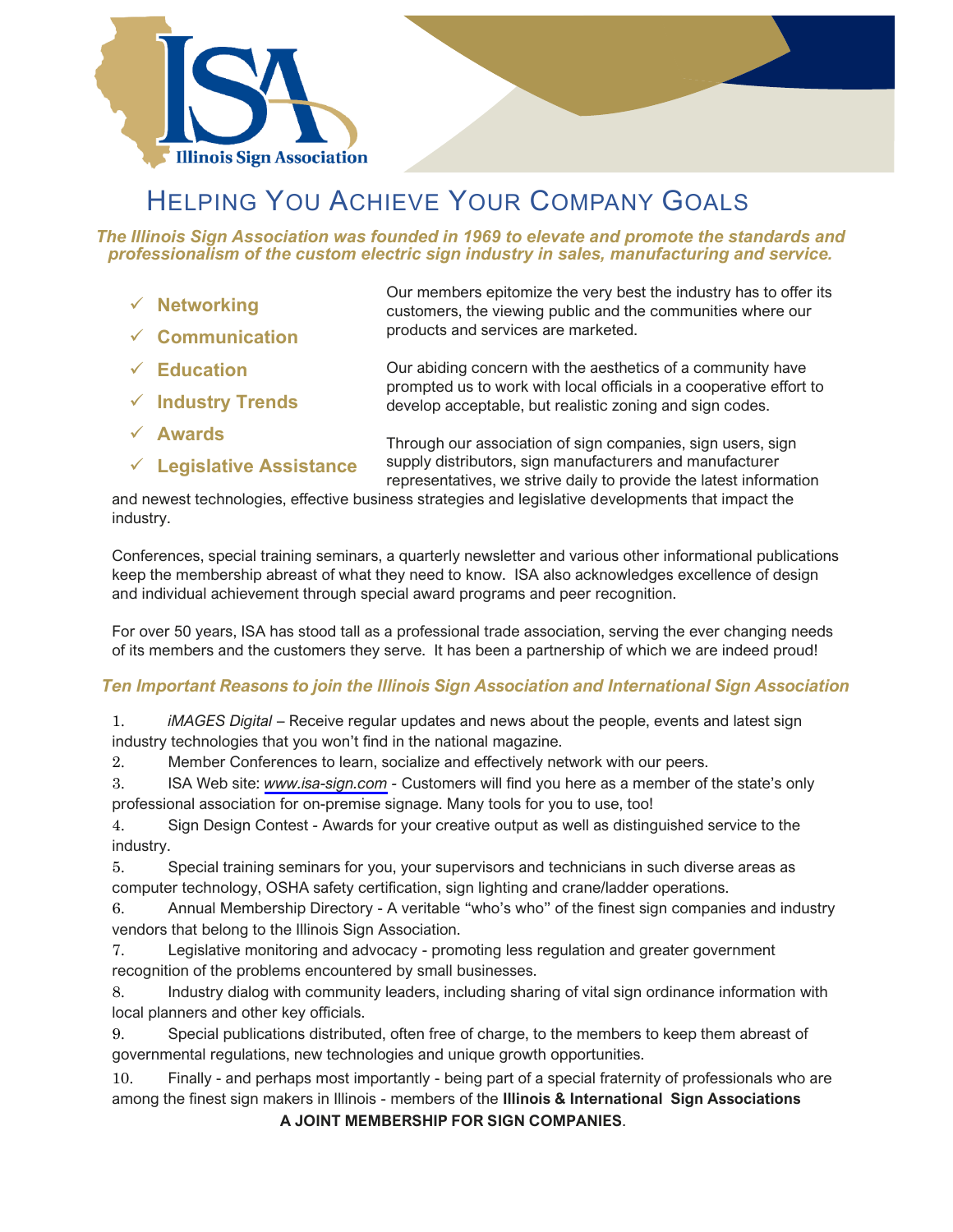ISA

Illinois Sign Association

# Helping You Achieve Your Company Goals

***The Illinois Sign Association was founded in 1969 to elevate and promote the standards and professionalism of the custom electric sign industry in sales, manufacturing and service.***

- ✓ **Networking**
- ✓ **Communication**
- ✓ **Education**
- ✓ **Industry Trends**
- ✓ **Awards**
- ✓ **Legislative Assistance**

Our members epitomize the very best the industry has to offer its customers, the viewing public and the communities where our products and services are marketed.

Our abiding concern with the aesthetics of a community have prompted us to work with local officials in a cooperative effort to develop acceptable, but realistic zoning and sign codes.

Through our association of sign companies, sign users, sign supply distributors, sign manufacturers and manufacturer representatives, we strive daily to provide the latest information and newest technologies, effective business strategies and legislative developments that impact the industry.

Conferences, special training seminars, a quarterly newsletter and various other informational publications keep the membership abreast of what they need to know. ISA also acknowledges excellence of design and individual achievement through special award programs and peer recognition.

For over 50 years, ISA has stood tall as a professional trade association, serving the ever changing needs of its members and the customers they serve. It has been a partnership of which we are indeed proud!

### *Ten Important Reasons to join the Illinois Sign Association and International Sign Association*

1. *iMAGES Digital* – Receive regular updates and news about the people, events and latest sign industry technologies that you won't find in the national magazine.
2. Member Conferences to learn, socialize and effectively network with our peers.
3. ISA Web site: *www.isa-sign.com* - Customers will find you here as a member of the state's only professional association for on-premise signage. Many tools for you to use, too!
4. Sign Design Contest - Awards for your creative output as well as distinguished service to the industry.
5. Special training seminars for you, your supervisors and technicians in such diverse areas as computer technology, OSHA safety certification, sign lighting and crane/ladder operations.
6. Annual Membership Directory - A veritable "who's who" of the finest sign companies and industry vendors that belong to the Illinois Sign Association.
7. Legislative monitoring and advocacy - promoting less regulation and greater government recognition of the problems encountered by small businesses.
8. Industry dialog with community leaders, including sharing of vital sign ordinance information with local planners and other key officials.
9. Special publications distributed, often free of charge, to the members to keep them abreast of governmental regulations, new technologies and unique growth opportunities.
10. Finally - and perhaps most importantly - being part of a special fraternity of professionals who are among the finest sign makers in Illinois - members of the **Illinois & International Sign Associations**

**A JOINT MEMBERSHIP FOR SIGN COMPANIES**.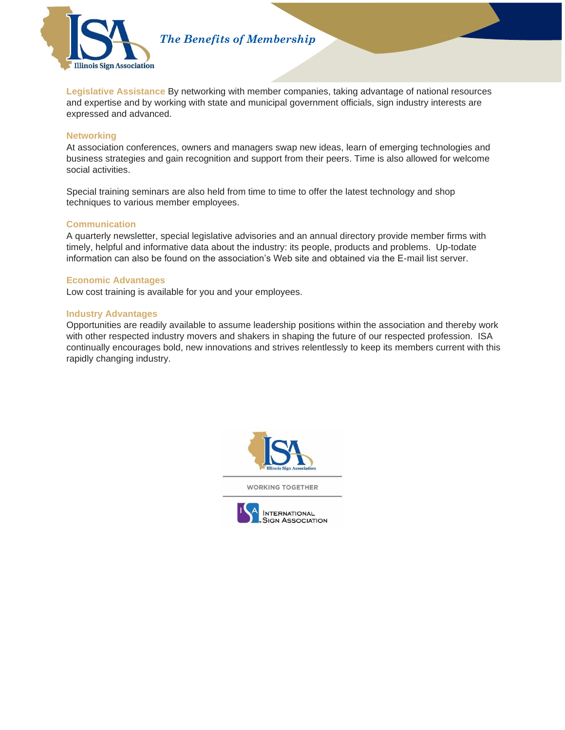*The Benefits of Membership*

**Legislative Assistance** By networking with member companies, taking advantage of national resources and expertise and by working with state and municipal government officials, sign industry interests are expressed and advanced.

### Networking

At association conferences, owners and managers swap new ideas, learn of emerging technologies and business strategies and gain recognition and support from their peers. Time is also allowed for welcome social activities.

Special training seminars are also held from time to time to offer the latest technology and shop techniques to various member employees.

### Communication

A quarterly newsletter, special legislative advisories and an annual directory provide member firms with timely, helpful and informative data about the industry: its people, products and problems. Up-todate information can also be found on the association's Web site and obtained via the E-mail list server.

### Economic Advantages

Low cost training is available for you and your employees.

### Industry Advantages

Opportunities are readily available to assume leadership positions within the association and thereby work with other respected industry movers and shakers in shaping the future of our respected profession. ISA continually encourages bold, new innovations and strives relentlessly to keep its members current with this rapidly changing industry.

WORKING TOGETHER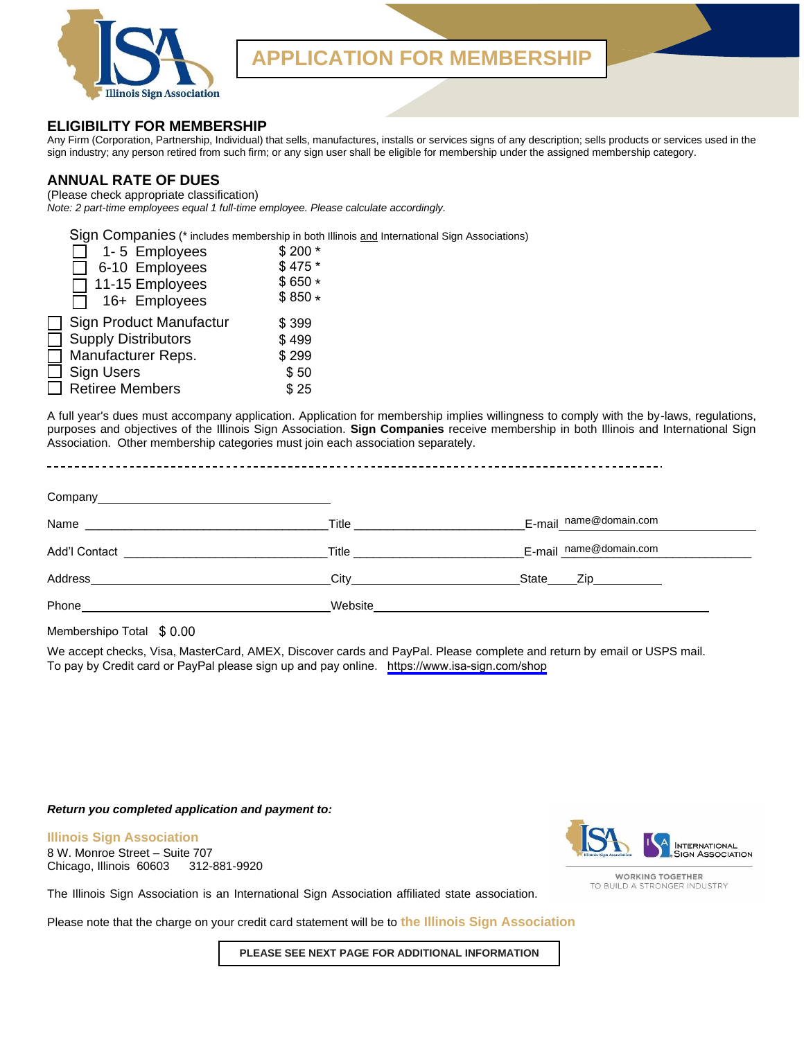# APPLICATION FOR MEMBERSHIP

## ELIGIBILITY FOR MEMBERSHIP

Any Firm (Corporation, Partnership, Individual) that sells, manufactures, installs or services signs of any description; sells products or services used in the sign industry; any person retired from such firm; or any sign user shall be eligible for membership under the assigned membership category.

## ANNUAL RATE OF DUES

(Please check appropriate classification)
*Note: 2 part-time employees equal 1 full-time employee. Please calculate accordingly.*

Sign Companies (* includes membership in both Illinois and International Sign Associations)

| | Classification | Dues |
|---|---|---|
| ☐ | 1- 5 Employees | $ 200 * |
| ☐ | 6-10 Employees | $ 475 * |
| ☐ | 11-15 Employees | $ 650 * |
| ☐ | 16+ Employees | $ 850 * |
| ☐ | Sign Product Manufactur | $ 399 |
| ☐ | Supply Distributors | $ 499 |
| ☐ | Manufacturer Reps. | $ 299 |
| ☐ | Sign Users | $ 50 |
| ☐ | Retiree Members | $ 25 |

A full year's dues must accompany application. Application for membership implies willingness to comply with the by-laws, regulations, purposes and objectives of the Illinois Sign Association. **Sign Companies** receive membership in both Illinois and International Sign Association. Other membership categories must join each association separately.

---

Company________________________________

Name ________________________________ Title ______________________ E-mail name@domain.com

Add'l Contact ___________________________ Title ______________________ E-mail name@domain.com

Address________________________________ City______________________ State_____ Zip__________

Phone________________________________ Website________________________________________

Membershipo Total $ 0.00

We accept checks, Visa, MasterCard, AMEX, Discover cards and PayPal. Please complete and return by email or USPS mail.
To pay by Credit card or PayPal please sign up and pay online. https://www.isa-sign.com/shop

***Return you completed application and payment to:***

**Illinois Sign Association**
8 W. Monroe Street – Suite 707
Chicago, Illinois 60603 312-881-9920

WORKING TOGETHER TO BUILD A STRONGER INDUSTRY

The Illinois Sign Association is an International Sign Association affiliated state association.

Please note that the charge on your credit card statement will be to **the Illinois Sign Association**

**PLEASE SEE NEXT PAGE FOR ADDITIONAL INFORMATION**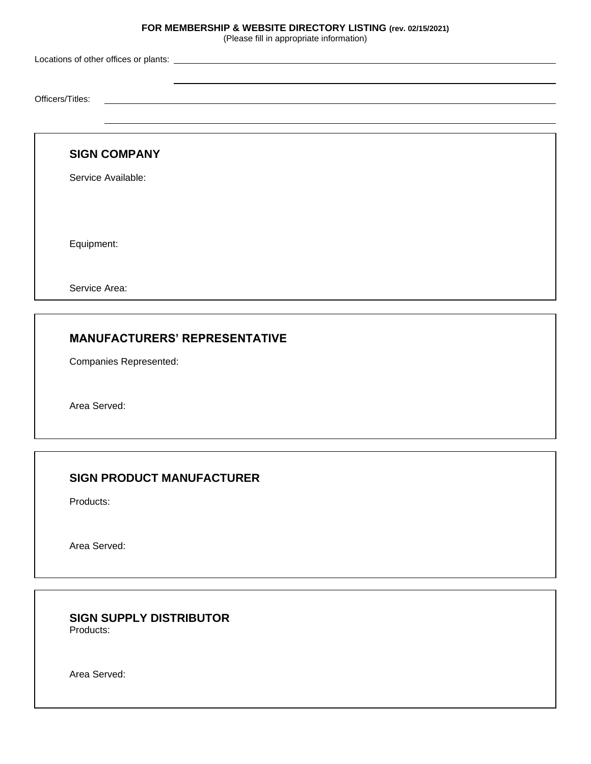**FOR MEMBERSHIP & WEBSITE DIRECTORY LISTING** (rev. 02/15/2021)

(Please fill in appropriate information)

Locations of other offices or plants: ______________________________

______________________________

Officers/Titles: ______________________________

______________________________

## SIGN COMPANY

Service Available:

Equipment:

Service Area:

## MANUFACTURERS' REPRESENTATIVE

Companies Represented:

Area Served:

## SIGN PRODUCT MANUFACTURER

Products:

Area Served:

## SIGN SUPPLY DISTRIBUTOR

Products:

Area Served: